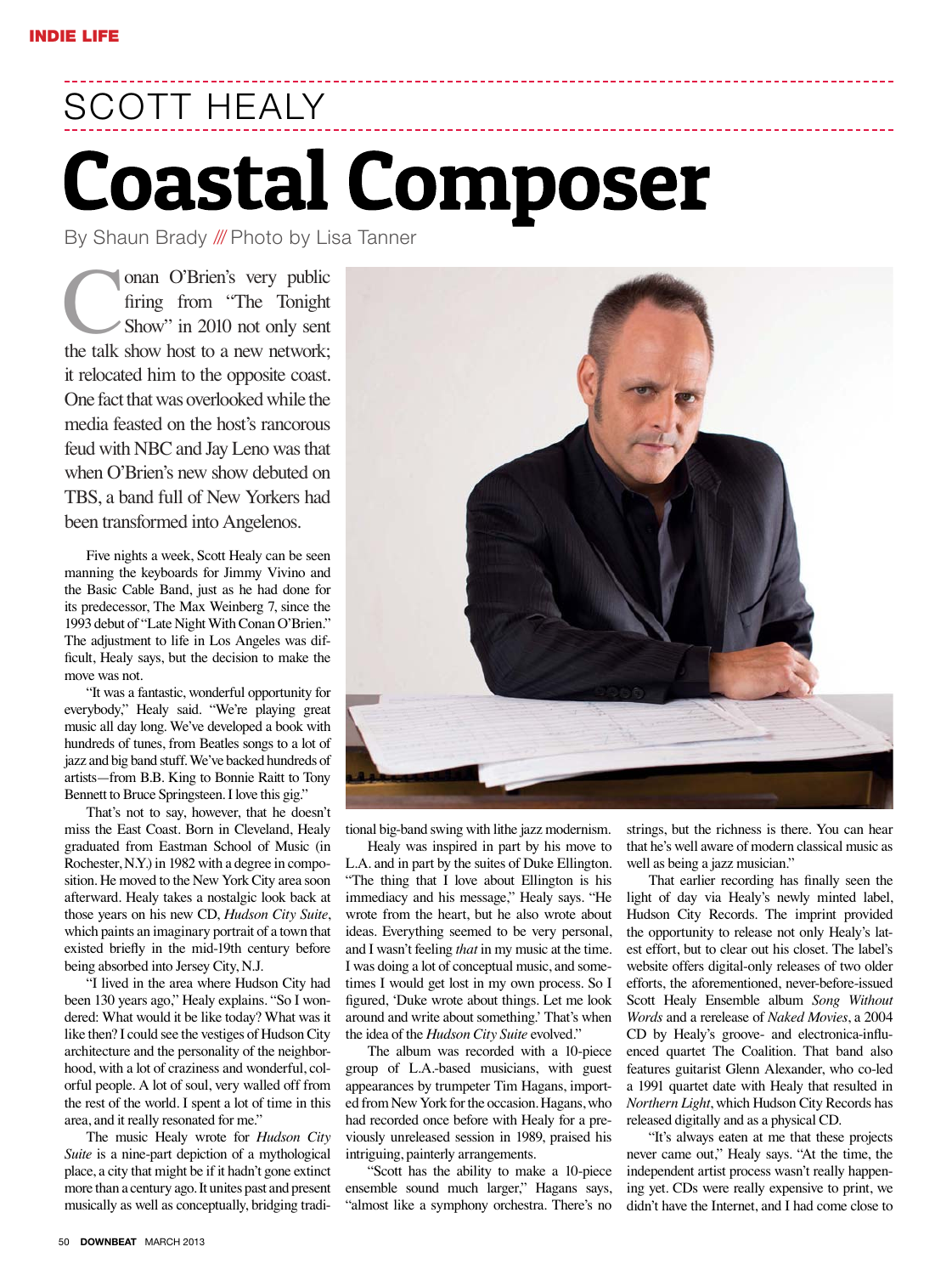INDIE LIFE

# SCOTT HEALY

# Coastal Composer

By Shaun Brady /// Photo by Lisa Tanner

Conan O'Brien's very public firing from "The Tonight Show" in 2010 not only sent the talk show host to a new network; it relocated him to the opposite coast. One fact that was overlooked while the media feasted on the host's rancorous feud with NBC and Jay Leno was that when O'Brien's new show debuted on TBS, a band full of New Yorkers had been transformed into Angelenos.

Five nights a week, Scott Healy can be seen manning the keyboards for Jimmy Vivino and the Basic Cable Band, just as he had done for its predecessor, The Max Weinberg 7, since the 1993 debut of "Late Night With Conan O'Brien." The adjustment to life in Los Angeles was difficult, Healy says, but the decision to make the move was not.

"It was a fantastic, wonderful opportunity for everybody," Healy said. "We're playing great music all day long. We've developed a book with hundreds of tunes, from Beatles songs to a lot of jazz and big band stuff. We've backed hundreds of artists—from B.B. King to Bonnie Raitt to Tony Bennett to Bruce Springsteen. I love this gig."

That's not to say, however, that he doesn't miss the East Coast. Born in Cleveland, Healy graduated from Eastman School of Music (in Rochester, N.Y.) in 1982 with a degree in composition. He moved to the New York City area soon afterward. Healy takes a nostalgic look back at those years on his new CD, *Hudson City Suite*, which paints an imaginary portrait of a town that existed briefly in the mid-19th century before being absorbed into Jersey City, N.J.

"I lived in the area where Hudson City had been 130 years ago," Healy explains. "So I wondered: What would it be like today? What was it like then? I could see the vestiges of Hudson City architecture and the personality of the neighborhood, with a lot of craziness and wonderful, colorful people. A lot of soul, very walled off from the rest of the world. I spent a lot of time in this area, and it really resonated for me."

The music Healy wrote for *Hudson City Suite* is a nine-part depiction of a mythological place, a city that might be if it hadn't gone extinct more than a century ago. It unites past and present musically as well as conceptually, bridging traditional big-band swing with lithe jazz modernism.

Healy was inspired in part by his move to L.A. and in part by the suites of Duke Ellington. "The thing that I love about Ellington is his immediacy and his message," Healy says. "He wrote from the heart, but he also wrote about ideas. Everything seemed to be very personal, and I wasn't feeling *that* in my music at the time. I was doing a lot of conceptual music, and sometimes I would get lost in my own process. So I figured, 'Duke wrote about things. Let me look around and write about something.' That's when the idea of the *Hudson City Suite* evolved."

The album was recorded with a 10-piece group of L.A.-based musicians, with guest appearances by trumpeter Tim Hagans, imported from New York for the occasion. Hagans, who had recorded once before with Healy for a previously unreleased session in 1989, praised his intriguing, painterly arrangements.

"Scott has the ability to make a 10-piece ensemble sound much larger," Hagans says, "almost like a symphony orchestra. There's no strings, but the richness is there. You can hear that he's well aware of modern classical music as well as being a jazz musician."

That earlier recording has finally seen the light of day via Healy's newly minted label, Hudson City Records. The imprint provided the opportunity to release not only Healy's latest effort, but to clear out his closet. The label's website offers digital-only releases of two older efforts, the aforementioned, never-before-issued Scott Healy Ensemble album *Song Without Words* and a rerelease of *Naked Movies*, a 2004 CD by Healy's groove- and electronica-influenced quartet The Coalition. That band also features guitarist Glenn Alexander, who co-led a 1991 quartet date with Healy that resulted in *Northern Light*, which Hudson City Records has released digitally and as a physical CD.

"It's always eaten at me that these projects never came out," Healy says. "At the time, the independent artist process wasn't really happening yet. CDs were really expensive to print, we didn't have the Internet, and I had come close to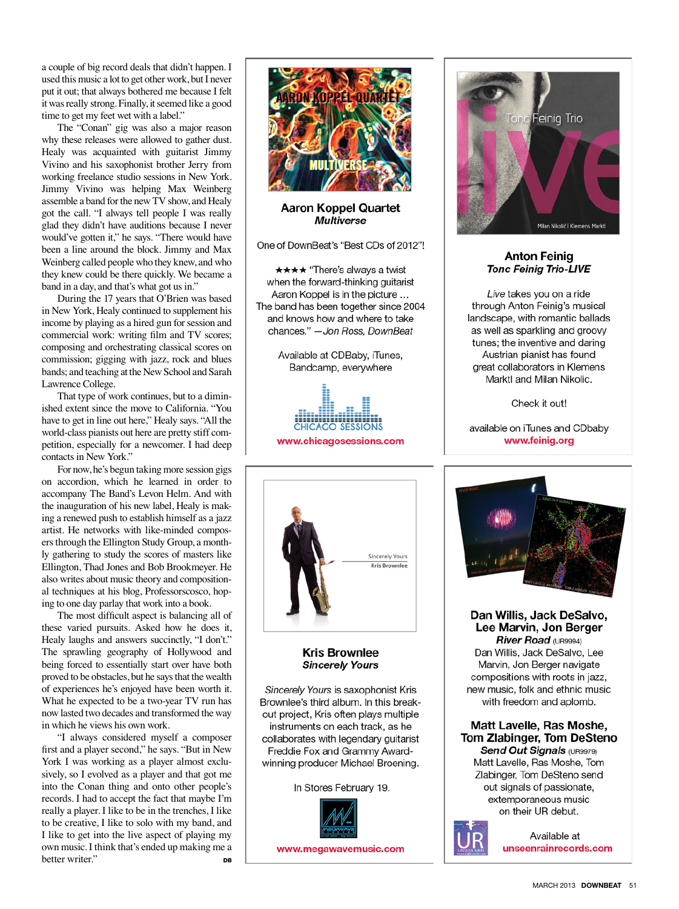a couple of big record deals that didn't happen. I used this music a lot to get other work, but I never put it out; that always bothered me because I felt it was really strong. Finally, it seemed like a good time to get my feet wet with a label."

The "Conan" gig was also a major reason why these releases were allowed to gather dust. Healy was acquainted with guitarist Jimmy Vivino and his saxophonist brother Jerry from working freelance studio sessions in New York. Jimmy Vivino was helping Max Weinberg assemble a band for the new TV show, and Healy got the call. "I always tell people I was really glad they didn't have auditions because I never would've gotten it," he says. "There would have been a line around the block. Jimmy and Max Weinberg called people who they knew, and who they knew could be there quickly. We became a band in a day, and that's what got us in."

During the 17 years that O'Brien was based in New York, Healy continued to supplement his income by playing as a hired gun for session and commercial work: writing film and TV scores; composing and orchestrating classical scores on commission; gigging with jazz, rock and blues bands; and teaching at the New School and Sarah Lawrence College.

That type of work continues, but to a diminished extent since the move to California. "You have to get in line out here," Healy says. "All the world-class pianists out here are pretty stiff competition, especially for a newcomer. I had deep contacts in New York."

For now, he's begun taking more session gigs on accordion, which he learned in order to accompany The Band's Levon Helm. And with the inauguration of his new label, Healy is making a renewed push to establish himself as a jazz artist. He networks with like-minded composers through the Ellington Study Group, a monthly gathering to study the scores of masters like Ellington, Thad Jones and Bob Brookmeyer. He also writes about music theory and compositional techniques at his blog, Professorscosco, hoping to one day parlay that work into a book.

The most difficult aspect is balancing all of these varied pursuits. Asked how he does it, Healy laughs and answers succinctly, "I don't." The sprawling geography of Hollywood and being forced to essentially start over have both proved to be obstacles, but he says that the wealth of experiences he's enjoyed have been worth it. What he expected to be a two-year TV run has now lasted two decades and transformed the way in which he views his own work.

"I always considered myself a composer first and a player second," he says. "But in New York I was working as a player almost exclusively, so I evolved as a player and that got me into the Conan thing and onto other people's records. I had to accept the fact that maybe I'm really a player. I like to be in the trenches, I like to be creative, I like to solo with my band, and I like to get into the live aspect of playing my own music. I think that's ended up making me a better writer." DB

**Aaron Koppel Quartet**
***Multiverse***

One of DownBeat's "Best CDs of 2012"!

★★★★ "There's always a twist when the forward-thinking guitarist Aaron Koppel is in the picture … The band has been together since 2004 and knows how and where to take chances." —*Jon Ross, DownBeat*

Available at CDBaby, iTunes, Bandcamp, everywhere

CHICAGO SESSIONS
www.chicagosessions.com

**Anton Feinig**
***Tonc Feinig Trio-LIVE***

*Live* takes you on a ride through Anton Feinig's musical landscape, with romantic ballads as well as sparkling and groovy tunes; the inventive and daring Austrian pianist has found great collaborators in Klemens Marktl and Milan Nikolic.

Check it out!

available on iTunes and CDbaby
www.feinig.org

**Kris Brownlee**
***Sincerely Yours***

*Sincerely Yours* is saxophonist Kris Brownlee's third album. In this breakout project, Kris often plays multiple instruments on each track, as he collaborates with legendary guitarist Freddie Fox and Grammy Award-winning producer Michael Broening.

In Stores February 19.

www.megawavemusic.com

**Dan Willis, Jack DeSalvo, Lee Marvin, Jon Berger**
***River Road*** (UR9994)
Dan Willis, Jack DeSalvo, Lee Marvin, Jon Berger navigate compositions with roots in jazz, new music, folk and ethnic music with freedom and aplomb.

**Matt Lavelle, Ras Moshe, Tom Zlabinger, Tom DeSteno**
***Send Out Signals*** (UR9979)
Matt Lavelle, Ras Moshe, Tom Zlabinger, Tom DeSteno send out signals of passionate, extemporaneous music on their UR debut.

Available at
unseenrainrecords.com